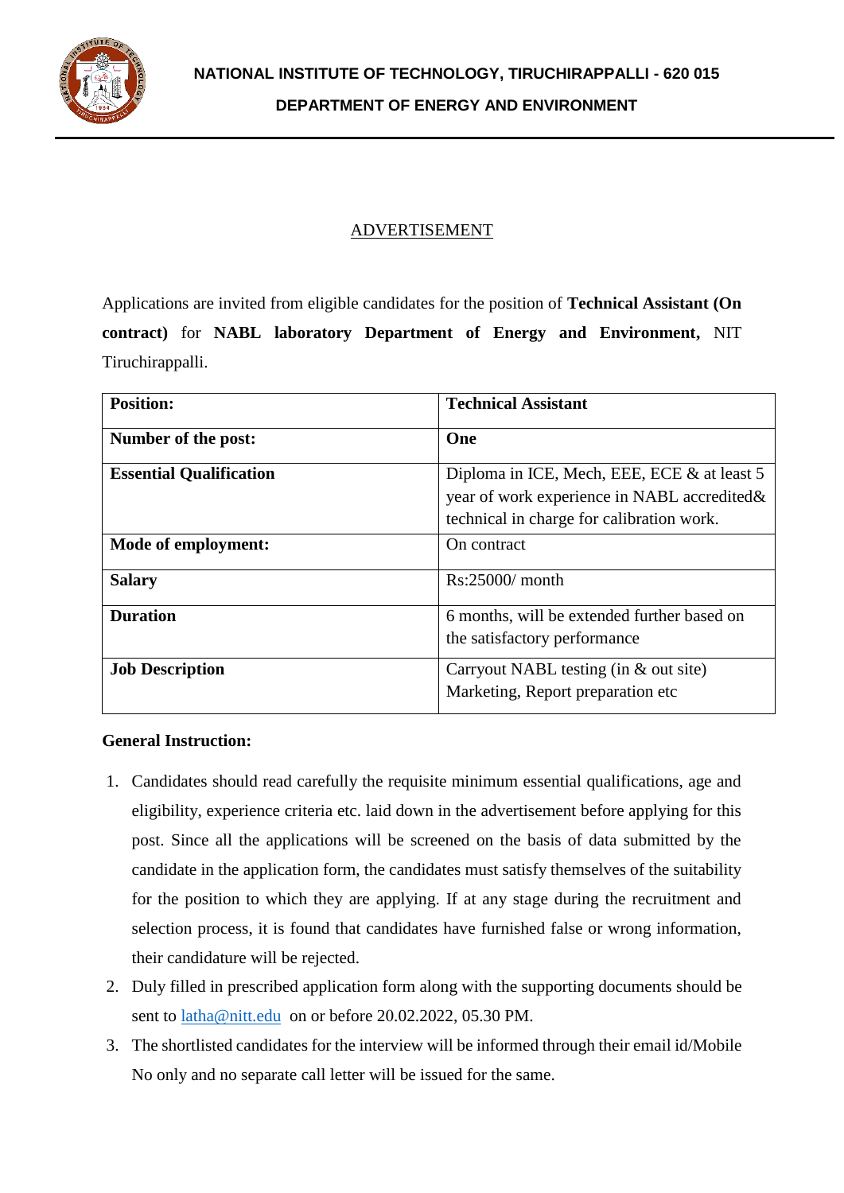**NATIONAL INSTITUTE OF TECHNOLOGY, TIRUCHIRAPPALLI - 620 015**

**DEPARTMENT OF ENERGY AND ENVIRONMENT**

# ADVERTISEMENT

Applications are invited from eligible candidates for the position of **Technical Assistant (On contract)** for **NABL laboratory Department of Energy and Environment,** NIT Tiruchirappalli.

| **Position:** | **Technical Assistant** |
|---|---|
| **Number of the post:** | **One** |
| **Essential Qualification** | Diploma in ICE, Mech, EEE, ECE & at least 5 year of work experience in NABL accredited& technical in charge for calibration work. |
| **Mode of employment:** | On contract |
| **Salary** | Rs:25000/ month |
| **Duration** | 6 months, will be extended further based on the satisfactory performance |
| **Job Description** | Carryout NABL testing (in & out site) Marketing, Report preparation etc |

**General Instruction:**

1. Candidates should read carefully the requisite minimum essential qualifications, age and eligibility, experience criteria etc. laid down in the advertisement before applying for this post. Since all the applications will be screened on the basis of data submitted by the candidate in the application form, the candidates must satisfy themselves of the suitability for the position to which they are applying. If at any stage during the recruitment and selection process, it is found that candidates have furnished false or wrong information, their candidature will be rejected.
2. Duly filled in prescribed application form along with the supporting documents should be sent to latha@nitt.edu on or before 20.02.2022, 05.30 PM.
3. The shortlisted candidates for the interview will be informed through their email id/Mobile No only and no separate call letter will be issued for the same.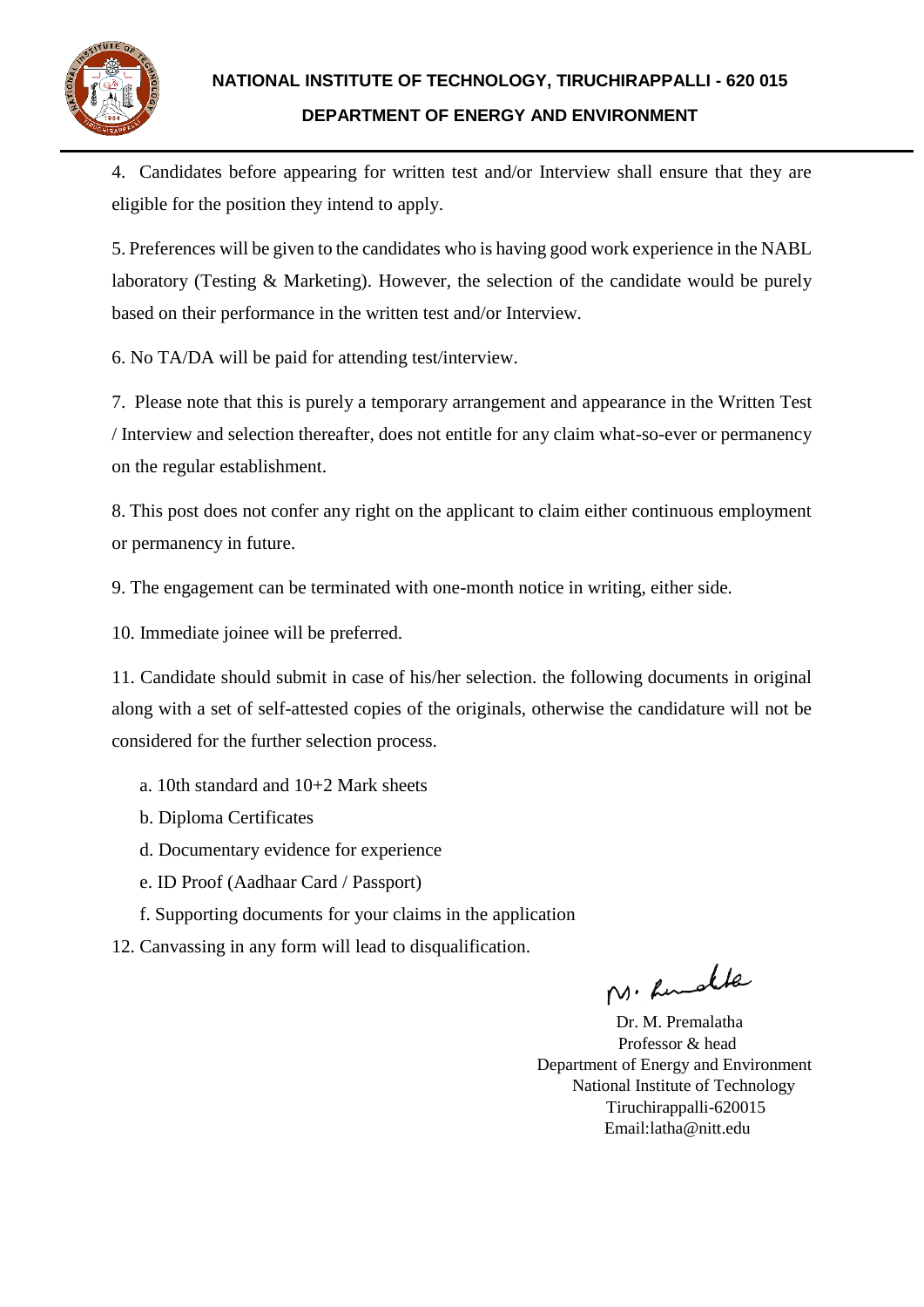4. Candidates before appearing for written test and/or Interview shall ensure that they are eligible for the position they intend to apply.

5. Preferences will be given to the candidates who is having good work experience in the NABL laboratory (Testing & Marketing). However, the selection of the candidate would be purely based on their performance in the written test and/or Interview.

6. No TA/DA will be paid for attending test/interview.

7. Please note that this is purely a temporary arrangement and appearance in the Written Test / Interview and selection thereafter, does not entitle for any claim what-so-ever or permanency on the regular establishment.

8. This post does not confer any right on the applicant to claim either continuous employment or permanency in future.

9. The engagement can be terminated with one-month notice in writing, either side.

10. Immediate joinee will be preferred.

11. Candidate should submit in case of his/her selection. the following documents in original along with a set of self-attested copies of the originals, otherwise the candidature will not be considered for the further selection process.

a. 10th standard and 10+2 Mark sheets

b. Diploma Certificates

d. Documentary evidence for experience

e. ID Proof (Aadhaar Card / Passport)

f. Supporting documents for your claims in the application

12. Canvassing in any form will lead to disqualification.

Dr. M. Premalatha
Professor & head
Department of Energy and Environment
National Institute of Technology
Tiruchirappalli-620015
Email:latha@nitt.edu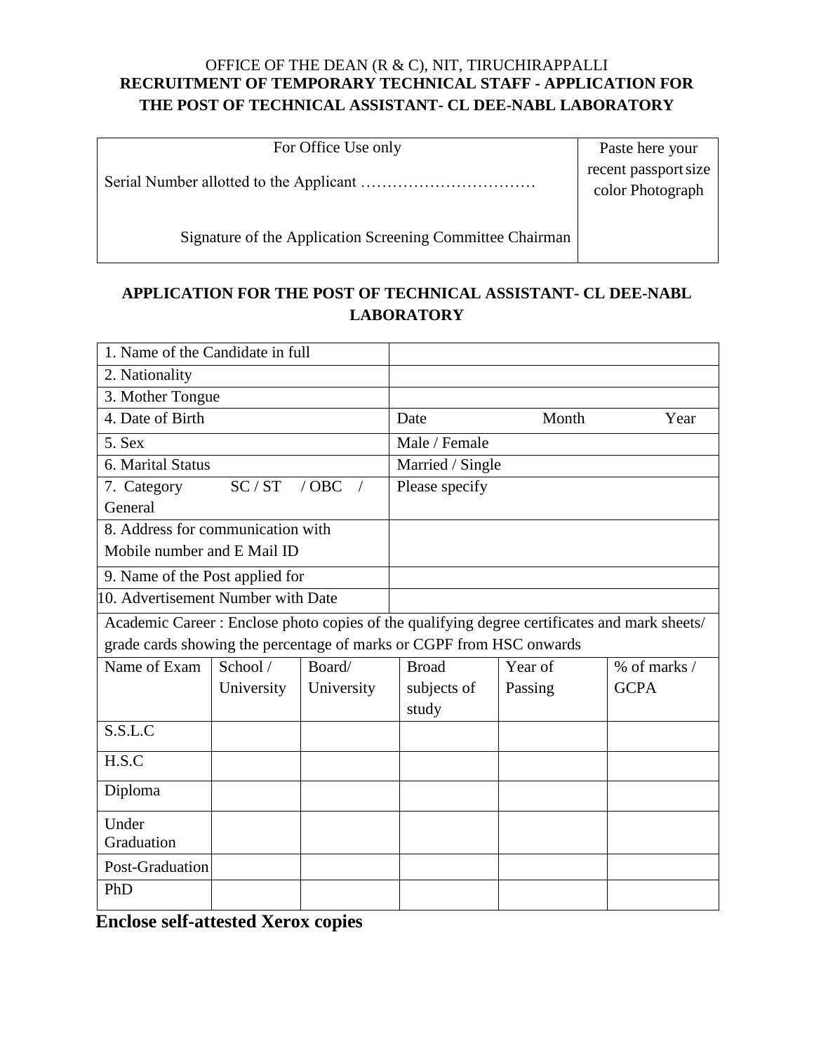OFFICE OF THE DEAN (R & C), NIT, TIRUCHIRAPPALLI

**RECRUITMENT OF TEMPORARY TECHNICAL STAFF - APPLICATION FOR THE POST OF TECHNICAL ASSISTANT- CL DEE-NABL LABORATORY**

| For Office Use only<br><br>Serial Number allotted to the Applicant ……………………………<br><br>Signature of the Application Screening Committee Chairman | Paste here your recent passport size color Photograph |
|---|---|

## APPLICATION FOR THE POST OF TECHNICAL ASSISTANT- CL DEE-NABL LABORATORY

| | |
|---|---|
| 1. Name of the Candidate in full | |
| 2. Nationality | |
| 3. Mother Tongue | |
| 4. Date of Birth | Date Month Year |
| 5. Sex | Male / Female |
| 6. Marital Status | Married / Single |
| 7. Category SC / ST / OBC / General | Please specify |
| 8. Address for communication with Mobile number and E Mail ID | |
| 9. Name of the Post applied for | |
| 10. Advertisement Number with Date | |

Academic Career : Enclose photo copies of the qualifying degree certificates and mark sheets/ grade cards showing the percentage of marks or CGPF from HSC onwards

| Name of Exam | School / University | Board/ University | Broad subjects of study | Year of Passing | % of marks / GCPA |
|---|---|---|---|---|---|
| S.S.L.C | | | | | |
| H.S.C | | | | | |
| Diploma | | | | | |
| Under Graduation | | | | | |
| Post-Graduation | | | | | |
| PhD | | | | | |

**Enclose self-attested Xerox copies**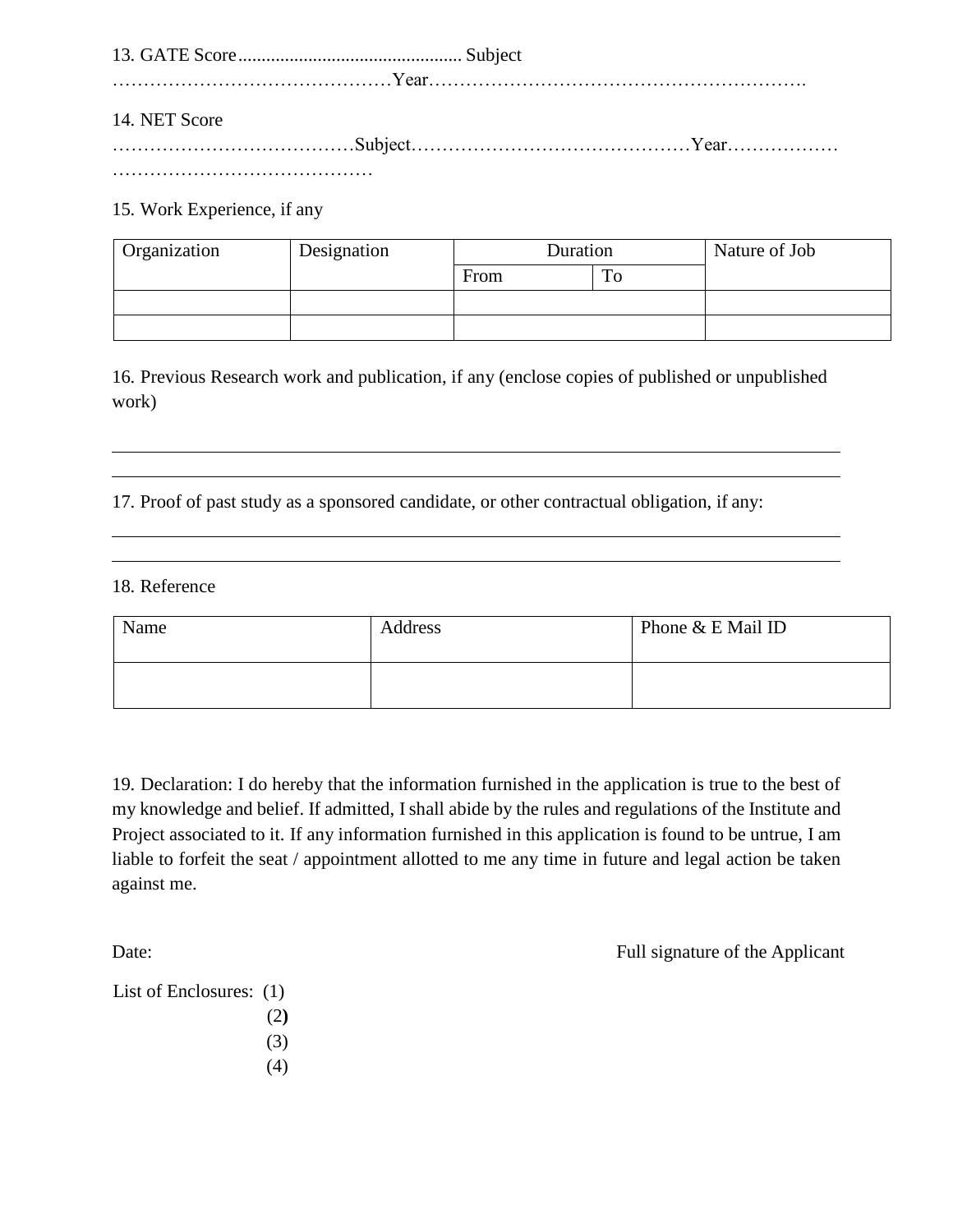13. GATE Score................................................ Subject ………………………………………Year…………………………………………………….

14. NET Score …………………………………Subject………………………………………Year……………… ……………………………………

15. Work Experience, if any

| Organization | Designation | Duration | | Nature of Job |
|---|---|---|---|---|
| | | From | To | |
| | | | | |
| | | | | |

16. Previous Research work and publication, if any (enclose copies of published or unpublished work)

---

---

17. Proof of past study as a sponsored candidate, or other contractual obligation, if any:

---

---

18. Reference

| Name | Address | Phone & E Mail ID |
|---|---|---|
| | | |

19. Declaration: I do hereby that the information furnished in the application is true to the best of my knowledge and belief. If admitted, I shall abide by the rules and regulations of the Institute and Project associated to it. If any information furnished in this application is found to be untrue, I am liable to forfeit the seat / appointment allotted to me any time in future and legal action be taken against me.

Date: Full signature of the Applicant

List of Enclosures: (1)
(2)
(3)
(4)